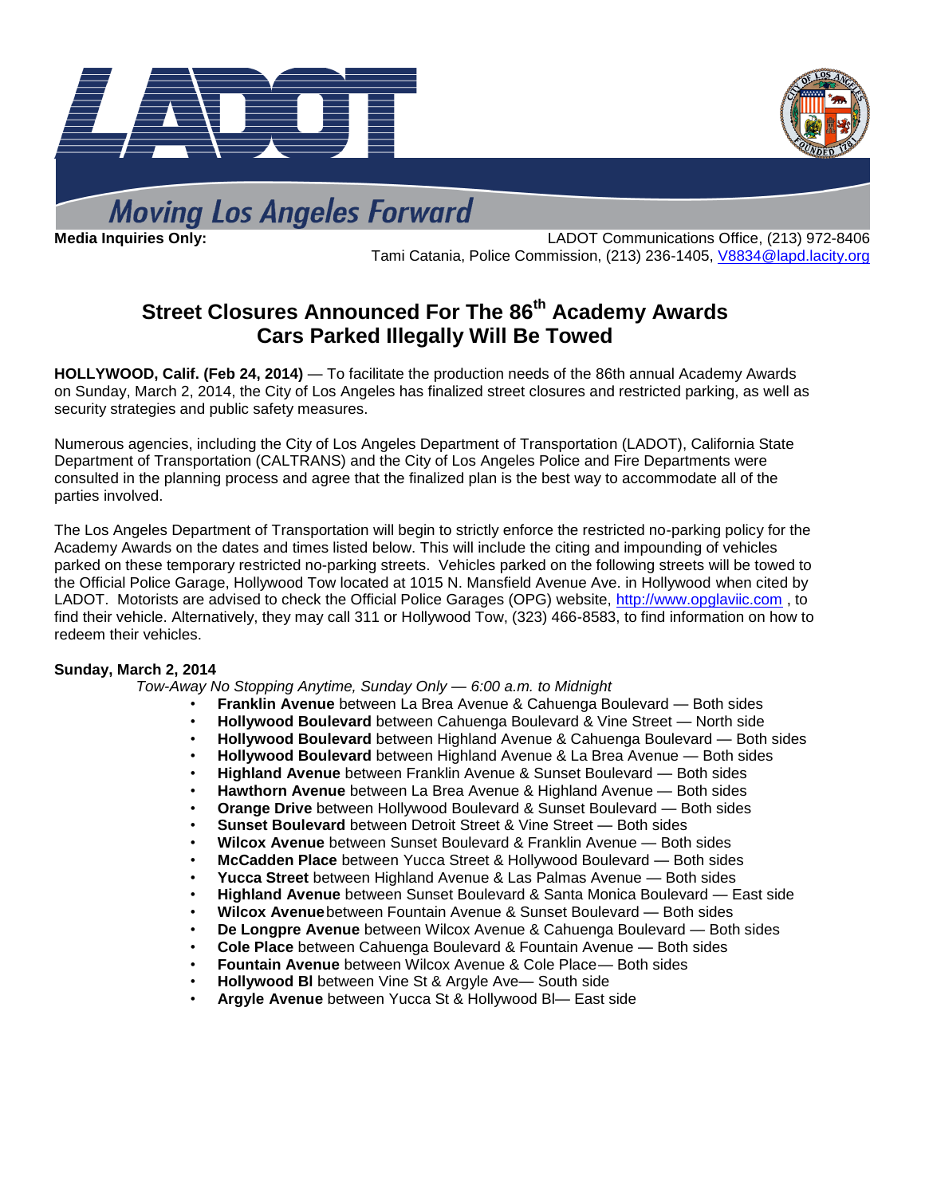Moving Los Angeles Forward

**Media Inquiries Only:** LADOT Communications Office, (213) 972-8406
Tami Catania, Police Commission, (213) 236-1405, V8834@lapd.lacity.org

# Street Closures Announced For The 86th Academy Awards
# Cars Parked Illegally Will Be Towed

**HOLLYWOOD, Calif. (Feb 24, 2014)** — To facilitate the production needs of the 86th annual Academy Awards on Sunday, March 2, 2014, the City of Los Angeles has finalized street closures and restricted parking, as well as security strategies and public safety measures.

Numerous agencies, including the City of Los Angeles Department of Transportation (LADOT), California State Department of Transportation (CALTRANS) and the City of Los Angeles Police and Fire Departments were consulted in the planning process and agree that the finalized plan is the best way to accommodate all of the parties involved.

The Los Angeles Department of Transportation will begin to strictly enforce the restricted no-parking policy for the Academy Awards on the dates and times listed below. This will include the citing and impounding of vehicles parked on these temporary restricted no-parking streets. Vehicles parked on the following streets will be towed to the Official Police Garage, Hollywood Tow located at 1015 N. Mansfield Avenue Ave. in Hollywood when cited by LADOT. Motorists are advised to check the Official Police Garages (OPG) website, http://www.opglaviic.com , to find their vehicle. Alternatively, they may call 311 or Hollywood Tow, (323) 466-8583, to find information on how to redeem their vehicles.

**Sunday, March 2, 2014**

*Tow-Away No Stopping Anytime, Sunday Only — 6:00 a.m. to Midnight*

- **Franklin Avenue** between La Brea Avenue & Cahuenga Boulevard — Both sides
- **Hollywood Boulevard** between Cahuenga Boulevard & Vine Street — North side
- **Hollywood Boulevard** between Highland Avenue & Cahuenga Boulevard — Both sides
- **Hollywood Boulevard** between Highland Avenue & La Brea Avenue — Both sides
- **Highland Avenue** between Franklin Avenue & Sunset Boulevard — Both sides
- **Hawthorn Avenue** between La Brea Avenue & Highland Avenue — Both sides
- **Orange Drive** between Hollywood Boulevard & Sunset Boulevard — Both sides
- **Sunset Boulevard** between Detroit Street & Vine Street — Both sides
- **Wilcox Avenue** between Sunset Boulevard & Franklin Avenue — Both sides
- **McCadden Place** between Yucca Street & Hollywood Boulevard — Both sides
- **Yucca Street** between Highland Avenue & Las Palmas Avenue — Both sides
- **Highland Avenue** between Sunset Boulevard & Santa Monica Boulevard — East side
- **Wilcox Avenue** between Fountain Avenue & Sunset Boulevard — Both sides
- **De Longpre Avenue** between Wilcox Avenue & Cahuenga Boulevard — Both sides
- **Cole Place** between Cahuenga Boulevard & Fountain Avenue — Both sides
- **Fountain Avenue** between Wilcox Avenue & Cole Place— Both sides
- **Hollywood Bl** between Vine St & Argyle Ave— South side
- **Argyle Avenue** between Yucca St & Hollywood Bl— East side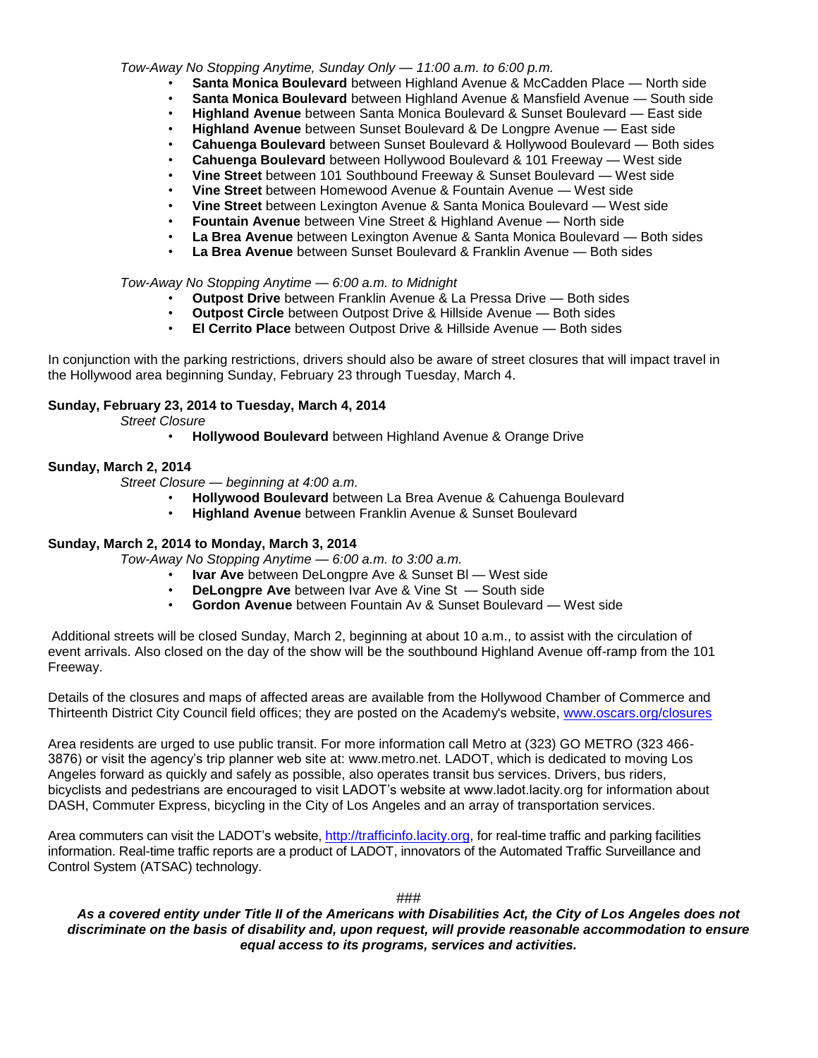*Tow-Away No Stopping Anytime, Sunday Only — 11:00 a.m. to 6:00 p.m.*

- **Santa Monica Boulevard** between Highland Avenue & McCadden Place — North side
- **Santa Monica Boulevard** between Highland Avenue & Mansfield Avenue — South side
- **Highland Avenue** between Santa Monica Boulevard & Sunset Boulevard — East side
- **Highland Avenue** between Sunset Boulevard & De Longpre Avenue — East side
- **Cahuenga Boulevard** between Sunset Boulevard & Hollywood Boulevard — Both sides
- **Cahuenga Boulevard** between Hollywood Boulevard & 101 Freeway — West side
- **Vine Street** between 101 Southbound Freeway & Sunset Boulevard — West side
- **Vine Street** between Homewood Avenue & Fountain Avenue — West side
- **Vine Street** between Lexington Avenue & Santa Monica Boulevard — West side
- **Fountain Avenue** between Vine Street & Highland Avenue — North side
- **La Brea Avenue** between Lexington Avenue & Santa Monica Boulevard — Both sides
- **La Brea Avenue** between Sunset Boulevard & Franklin Avenue — Both sides

*Tow-Away No Stopping Anytime — 6:00 a.m. to Midnight*

- **Outpost Drive** between Franklin Avenue & La Pressa Drive — Both sides
- **Outpost Circle** between Outpost Drive & Hillside Avenue — Both sides
- **El Cerrito Place** between Outpost Drive & Hillside Avenue — Both sides

In conjunction with the parking restrictions, drivers should also be aware of street closures that will impact travel in the Hollywood area beginning Sunday, February 23 through Tuesday, March 4.

**Sunday, February 23, 2014 to Tuesday, March 4, 2014**

*Street Closure*

- **Hollywood Boulevard** between Highland Avenue & Orange Drive

**Sunday, March 2, 2014**

*Street Closure — beginning at 4:00 a.m.*

- **Hollywood Boulevard** between La Brea Avenue & Cahuenga Boulevard
- **Highland Avenue** between Franklin Avenue & Sunset Boulevard

**Sunday, March 2, 2014 to Monday, March 3, 2014**

*Tow-Away No Stopping Anytime — 6:00 a.m. to 3:00 a.m.*

- **Ivar Ave** between DeLongpre Ave & Sunset Bl — West side
- **DeLongpre Ave** between Ivar Ave & Vine St — South side
- **Gordon Avenue** between Fountain Av & Sunset Boulevard — West side

Additional streets will be closed Sunday, March 2, beginning at about 10 a.m., to assist with the circulation of event arrivals. Also closed on the day of the show will be the southbound Highland Avenue off-ramp from the 101 Freeway.

Details of the closures and maps of affected areas are available from the Hollywood Chamber of Commerce and Thirteenth District City Council field offices; they are posted on the Academy's website, www.oscars.org/closures

Area residents are urged to use public transit. For more information call Metro at (323) GO METRO (323 466-3876) or visit the agency's trip planner web site at: www.metro.net. LADOT, which is dedicated to moving Los Angeles forward as quickly and safely as possible, also operates transit bus services. Drivers, bus riders, bicyclists and pedestrians are encouraged to visit LADOT's website at www.ladot.lacity.org for information about DASH, Commuter Express, bicycling in the City of Los Angeles and an array of transportation services.

Area commuters can visit the LADOT's website, http://trafficinfo.lacity.org, for real-time traffic and parking facilities information. Real-time traffic reports are a product of LADOT, innovators of the Automated Traffic Surveillance and Control System (ATSAC) technology.

###

***As a covered entity under Title II of the Americans with Disabilities Act, the City of Los Angeles does not discriminate on the basis of disability and, upon request, will provide reasonable accommodation to ensure equal access to its programs, services and activities.***